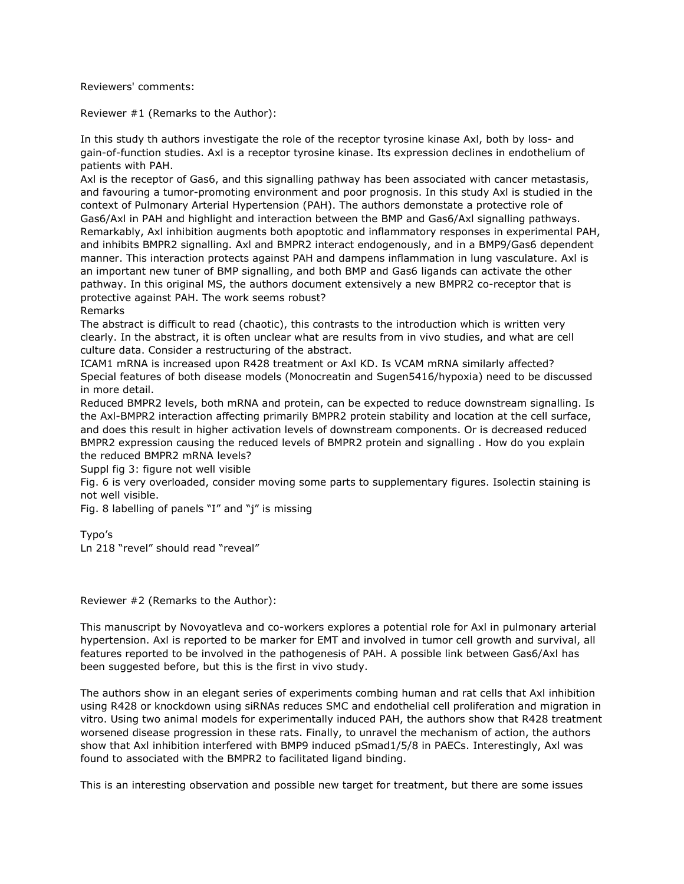Reviewers' comments:

Reviewer #1 (Remarks to the Author):

In this study th authors investigate the role of the receptor tyrosine kinase Axl, both by loss- and gain-of-function studies. Axl is a receptor tyrosine kinase. Its expression declines in endothelium of patients with PAH.
Axl is the receptor of Gas6, and this signalling pathway has been associated with cancer metastasis, and favouring a tumor-promoting environment and poor prognosis. In this study Axl is studied in the context of Pulmonary Arterial Hypertension (PAH). The authors demonstate a protective role of Gas6/Axl in PAH and highlight and interaction between the BMP and Gas6/Axl signalling pathways. Remarkably, Axl inhibition augments both apoptotic and inflammatory responses in experimental PAH, and inhibits BMPR2 signalling. Axl and BMPR2 interact endogenously, and in a BMP9/Gas6 dependent manner. This interaction protects against PAH and dampens inflammation in lung vasculature. Axl is an important new tuner of BMP signalling, and both BMP and Gas6 ligands can activate the other pathway. In this original MS, the authors document extensively a new BMPR2 co-receptor that is protective against PAH. The work seems robust?

Remarks

The abstract is difficult to read (chaotic), this contrasts to the introduction which is written very clearly. In the abstract, it is often unclear what are results from in vivo studies, and what are cell culture data. Consider a restructuring of the abstract.

ICAM1 mRNA is increased upon R428 treatment or Axl KD. Is VCAM mRNA similarly affected?

Special features of both disease models (Monocreatin and Sugen5416/hypoxia) need to be discussed in more detail.

Reduced BMPR2 levels, both mRNA and protein, can be expected to reduce downstream signalling. Is the Axl-BMPR2 interaction affecting primarily BMPR2 protein stability and location at the cell surface, and does this result in higher activation levels of downstream components. Or is decreased reduced BMPR2 expression causing the reduced levels of BMPR2 protein and signalling . How do you explain the reduced BMPR2 mRNA levels?

Suppl fig 3: figure not well visible

Fig. 6 is very overloaded, consider moving some parts to supplementary figures. Isolectin staining is not well visible.

Fig. 8 labelling of panels "I" and "j" is missing

Typo's

Ln 218 "revel" should read "reveal"

Reviewer #2 (Remarks to the Author):

This manuscript by Novoyatleva and co-workers explores a potential role for Axl in pulmonary arterial hypertension. Axl is reported to be marker for EMT and involved in tumor cell growth and survival, all features reported to be involved in the pathogenesis of PAH. A possible link between Gas6/Axl has been suggested before, but this is the first in vivo study.

The authors show in an elegant series of experiments combing human and rat cells that Axl inhibition using R428 or knockdown using siRNAs reduces SMC and endothelial cell proliferation and migration in vitro. Using two animal models for experimentally induced PAH, the authors show that R428 treatment worsened disease progression in these rats. Finally, to unravel the mechanism of action, the authors show that Axl inhibition interfered with BMP9 induced pSmad1/5/8 in PAECs. Interestingly, Axl was found to associated with the BMPR2 to facilitated ligand binding.

This is an interesting observation and possible new target for treatment, but there are some issues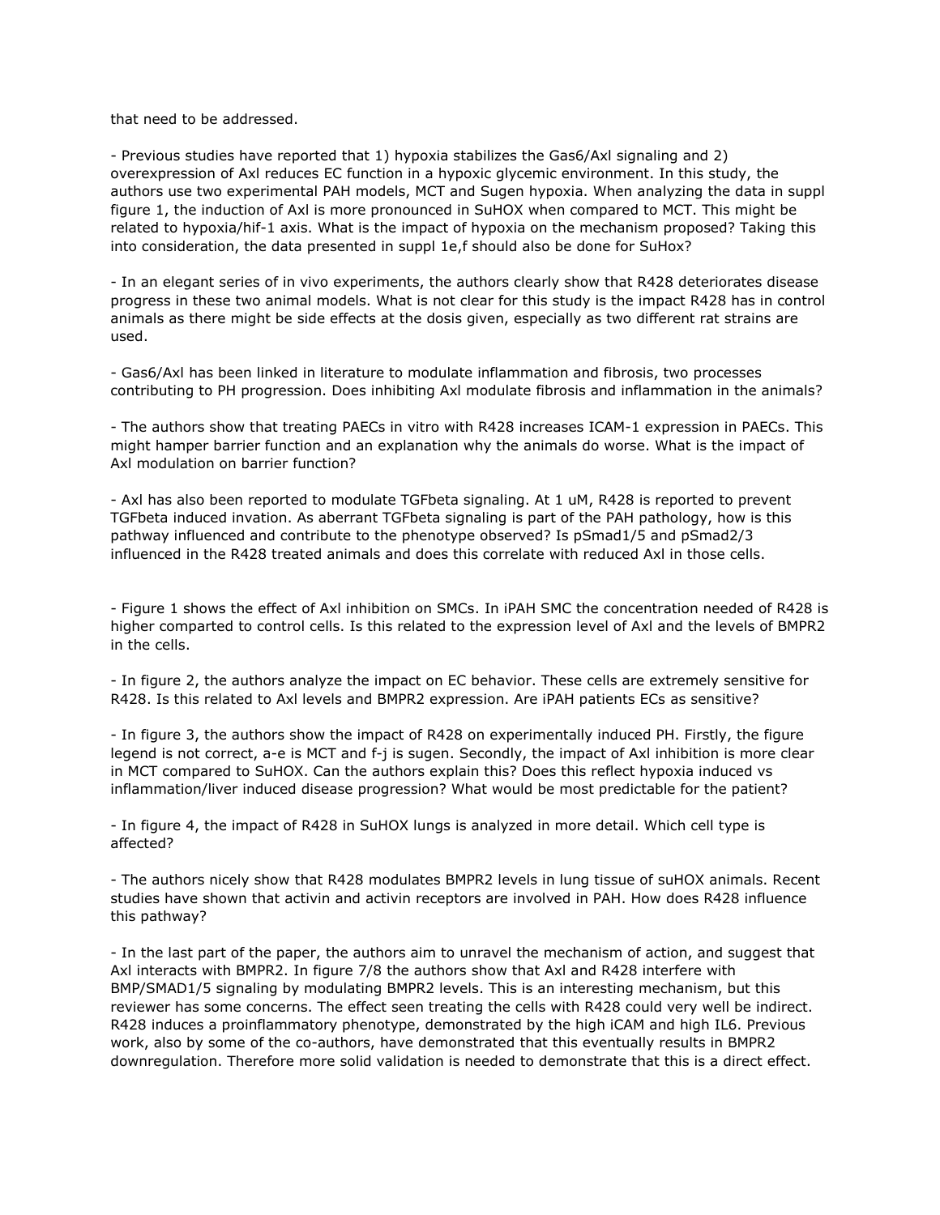that need to be addressed.

- Previous studies have reported that 1) hypoxia stabilizes the Gas6/Axl signaling and 2) overexpression of Axl reduces EC function in a hypoxic glycemic environment. In this study, the authors use two experimental PAH models, MCT and Sugen hypoxia. When analyzing the data in suppl figure 1, the induction of Axl is more pronounced in SuHOX when compared to MCT. This might be related to hypoxia/hif-1 axis. What is the impact of hypoxia on the mechanism proposed? Taking this into consideration, the data presented in suppl 1e,f should also be done for SuHox?

- In an elegant series of in vivo experiments, the authors clearly show that R428 deteriorates disease progress in these two animal models. What is not clear for this study is the impact R428 has in control animals as there might be side effects at the dosis given, especially as two different rat strains are used.

- Gas6/Axl has been linked in literature to modulate inflammation and fibrosis, two processes contributing to PH progression. Does inhibiting Axl modulate fibrosis and inflammation in the animals?

- The authors show that treating PAECs in vitro with R428 increases ICAM-1 expression in PAECs. This might hamper barrier function and an explanation why the animals do worse. What is the impact of Axl modulation on barrier function?

- Axl has also been reported to modulate TGFbeta signaling. At 1 uM, R428 is reported to prevent TGFbeta induced invation. As aberrant TGFbeta signaling is part of the PAH pathology, how is this pathway influenced and contribute to the phenotype observed? Is pSmad1/5 and pSmad2/3 influenced in the R428 treated animals and does this correlate with reduced Axl in those cells.

- Figure 1 shows the effect of Axl inhibition on SMCs. In iPAH SMC the concentration needed of R428 is higher comparted to control cells. Is this related to the expression level of Axl and the levels of BMPR2 in the cells.

- In figure 2, the authors analyze the impact on EC behavior. These cells are extremely sensitive for R428. Is this related to Axl levels and BMPR2 expression. Are iPAH patients ECs as sensitive?

- In figure 3, the authors show the impact of R428 on experimentally induced PH. Firstly, the figure legend is not correct, a-e is MCT and f-j is sugen. Secondly, the impact of Axl inhibition is more clear in MCT compared to SuHOX. Can the authors explain this? Does this reflect hypoxia induced vs inflammation/liver induced disease progression? What would be most predictable for the patient?

- In figure 4, the impact of R428 in SuHOX lungs is analyzed in more detail. Which cell type is affected?

- The authors nicely show that R428 modulates BMPR2 levels in lung tissue of suHOX animals. Recent studies have shown that activin and activin receptors are involved in PAH. How does R428 influence this pathway?

- In the last part of the paper, the authors aim to unravel the mechanism of action, and suggest that Axl interacts with BMPR2. In figure 7/8 the authors show that Axl and R428 interfere with BMP/SMAD1/5 signaling by modulating BMPR2 levels. This is an interesting mechanism, but this reviewer has some concerns. The effect seen treating the cells with R428 could very well be indirect. R428 induces a proinflammatory phenotype, demonstrated by the high iCAM and high IL6. Previous work, also by some of the co-authors, have demonstrated that this eventually results in BMPR2 downregulation. Therefore more solid validation is needed to demonstrate that this is a direct effect.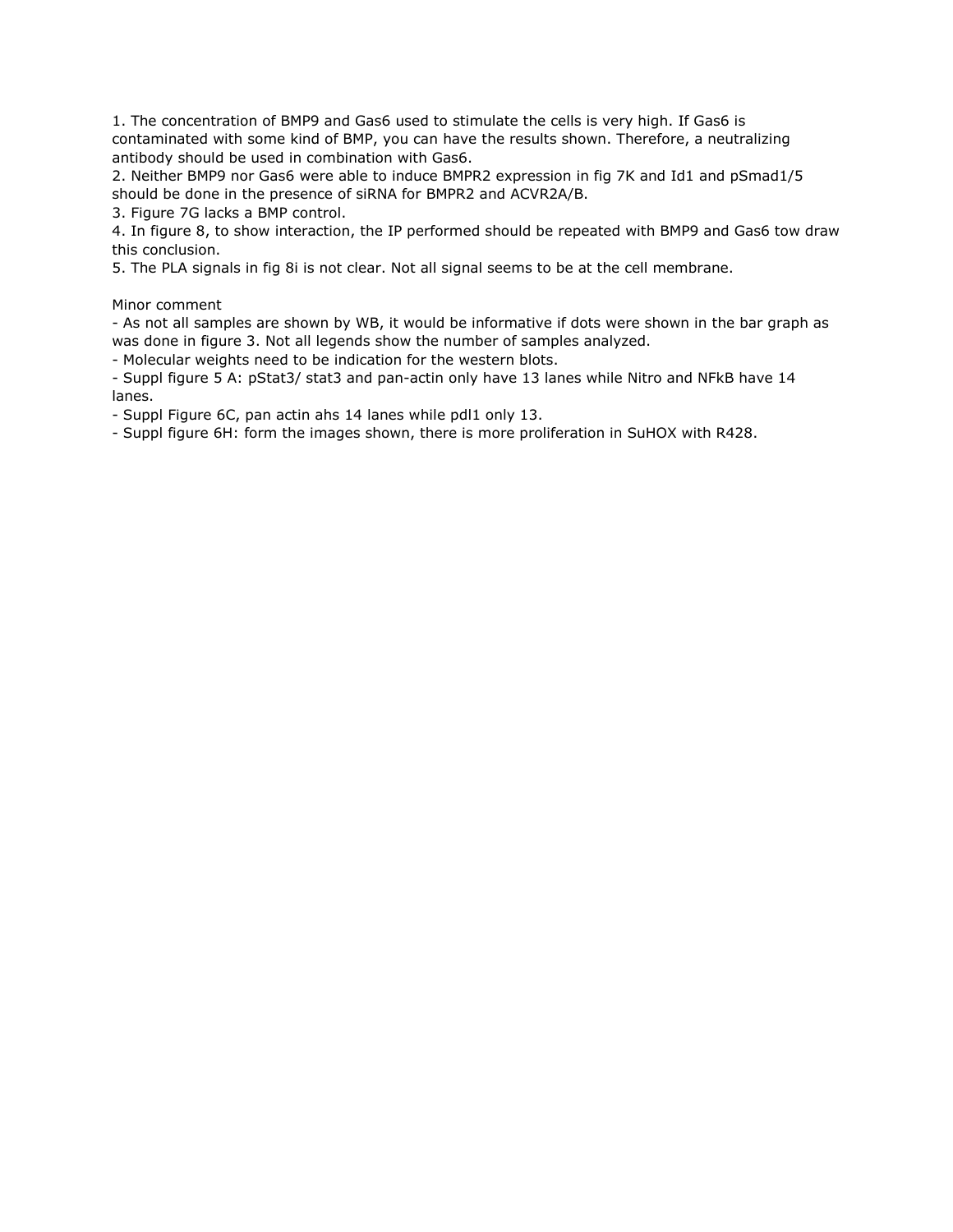1. The concentration of BMP9 and Gas6 used to stimulate the cells is very high. If Gas6 is contaminated with some kind of BMP, you can have the results shown. Therefore, a neutralizing antibody should be used in combination with Gas6.
2. Neither BMP9 nor Gas6 were able to induce BMPR2 expression in fig 7K and Id1 and pSmad1/5 should be done in the presence of siRNA for BMPR2 and ACVR2A/B.
3. Figure 7G lacks a BMP control.
4. In figure 8, to show interaction, the IP performed should be repeated with BMP9 and Gas6 tow draw this conclusion.
5. The PLA signals in fig 8i is not clear. Not all signal seems to be at the cell membrane.

Minor comment

- As not all samples are shown by WB, it would be informative if dots were shown in the bar graph as was done in figure 3. Not all legends show the number of samples analyzed.
- Molecular weights need to be indication for the western blots.
- Suppl figure 5 A: pStat3/ stat3 and pan-actin only have 13 lanes while Nitro and NFkB have 14 lanes.
- Suppl Figure 6C, pan actin ahs 14 lanes while pdl1 only 13.
- Suppl figure 6H: form the images shown, there is more proliferation in SuHOX with R428.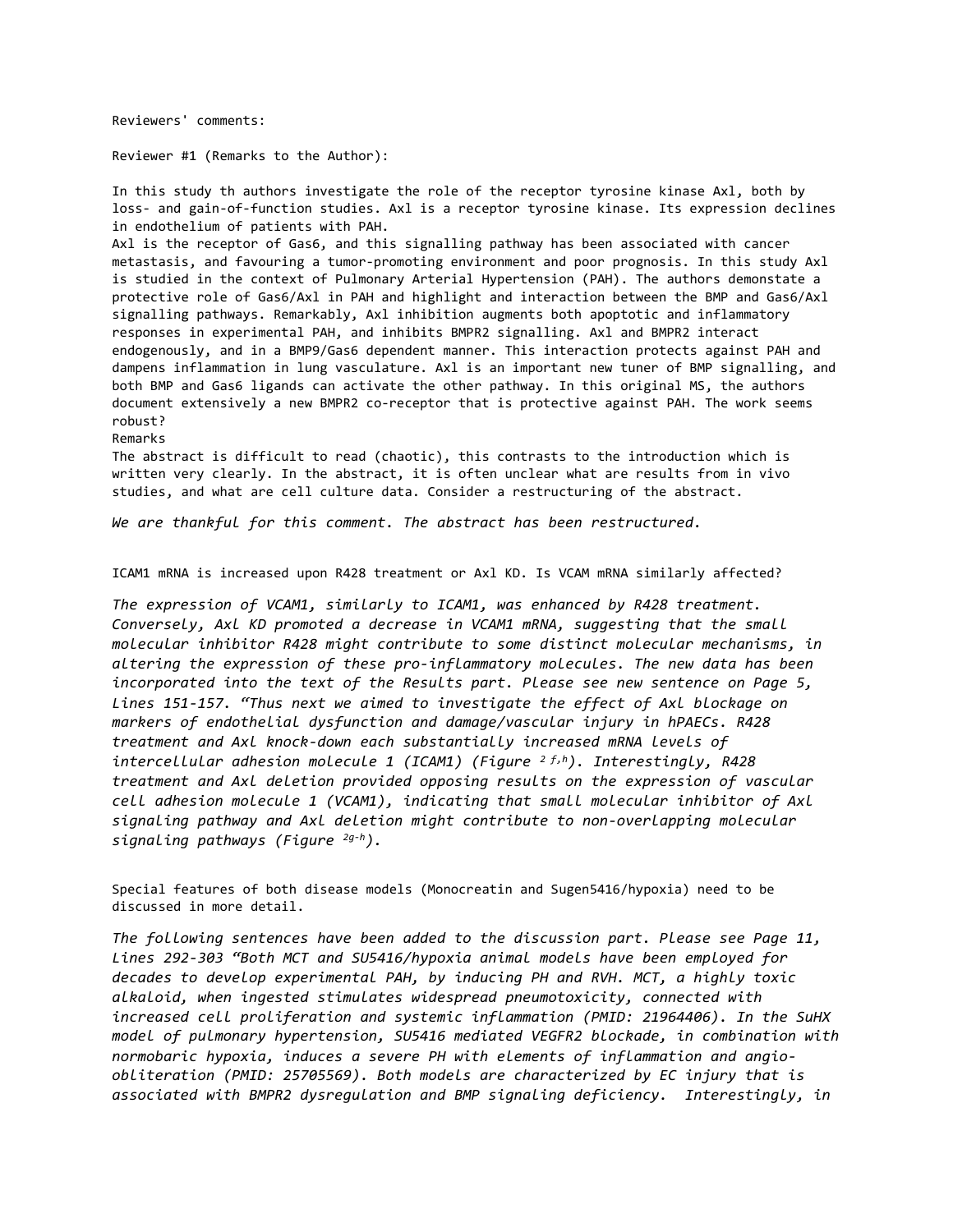Reviewers' comments:

Reviewer #1 (Remarks to the Author):

In this study th authors investigate the role of the receptor tyrosine kinase Axl, both by loss- and gain-of-function studies. Axl is a receptor tyrosine kinase. Its expression declines in endothelium of patients with PAH.
Axl is the receptor of Gas6, and this signalling pathway has been associated with cancer metastasis, and favouring a tumor-promoting environment and poor prognosis. In this study Axl is studied in the context of Pulmonary Arterial Hypertension (PAH). The authors demonstate a protective role of Gas6/Axl in PAH and highlight and interaction between the BMP and Gas6/Axl signalling pathways. Remarkably, Axl inhibition augments both apoptotic and inflammatory responses in experimental PAH, and inhibits BMPR2 signalling. Axl and BMPR2 interact endogenously, and in a BMP9/Gas6 dependent manner. This interaction protects against PAH and dampens inflammation in lung vasculature. Axl is an important new tuner of BMP signalling, and both BMP and Gas6 ligands can activate the other pathway. In this original MS, the authors document extensively a new BMPR2 co-receptor that is protective against PAH. The work seems robust?
Remarks
The abstract is difficult to read (chaotic), this contrasts to the introduction which is written very clearly. In the abstract, it is often unclear what are results from in vivo studies, and what are cell culture data. Consider a restructuring of the abstract.

*We are thankful for this comment. The abstract has been restructured.*

ICAM1 mRNA is increased upon R428 treatment or Axl KD. Is VCAM mRNA similarly affected?

*The expression of VCAM1, similarly to ICAM1, was enhanced by R428 treatment. Conversely, Axl KD promoted a decrease in VCAM1 mRNA, suggesting that the small molecular inhibitor R428 might contribute to some distinct molecular mechanisms, in altering the expression of these pro-inflammatory molecules. The new data has been incorporated into the text of the Results part. Please see new sentence on Page 5, Lines 151-157. "Thus next we aimed to investigate the effect of Axl blockage on markers of endothelial dysfunction and damage/vascular injury in hPAECs. R428 treatment and Axl knock-down each substantially increased mRNA levels of intercellular adhesion molecule 1 (ICAM1) (Figure [2 f,h]). Interestingly, R428 treatment and Axl deletion provided opposing results on the expression of vascular cell adhesion molecule 1 (VCAM1), indicating that small molecular inhibitor of Axl signaling pathway and Axl deletion might contribute to non-overlapping molecular signaling pathways (Figure [2g-h]).*

Special features of both disease models (Monocreatin and Sugen5416/hypoxia) need to be discussed in more detail.

*The following sentences have been added to the discussion part. Please see Page 11, Lines 292-303 "Both MCT and SU5416/hypoxia animal models have been employed for decades to develop experimental PAH, by inducing PH and RVH. MCT, a highly toxic alkaloid, when ingested stimulates widespread pneumotoxicity, connected with increased cell proliferation and systemic inflammation (PMID: 21964406). In the SuHX model of pulmonary hypertension, SU5416 mediated VEGFR2 blockade, in combination with normobaric hypoxia, induces a severe PH with elements of inflammation and angio-obliteration (PMID: 25705569). Both models are characterized by EC injury that is associated with BMPR2 dysregulation and BMP signaling deficiency. Interestingly, in*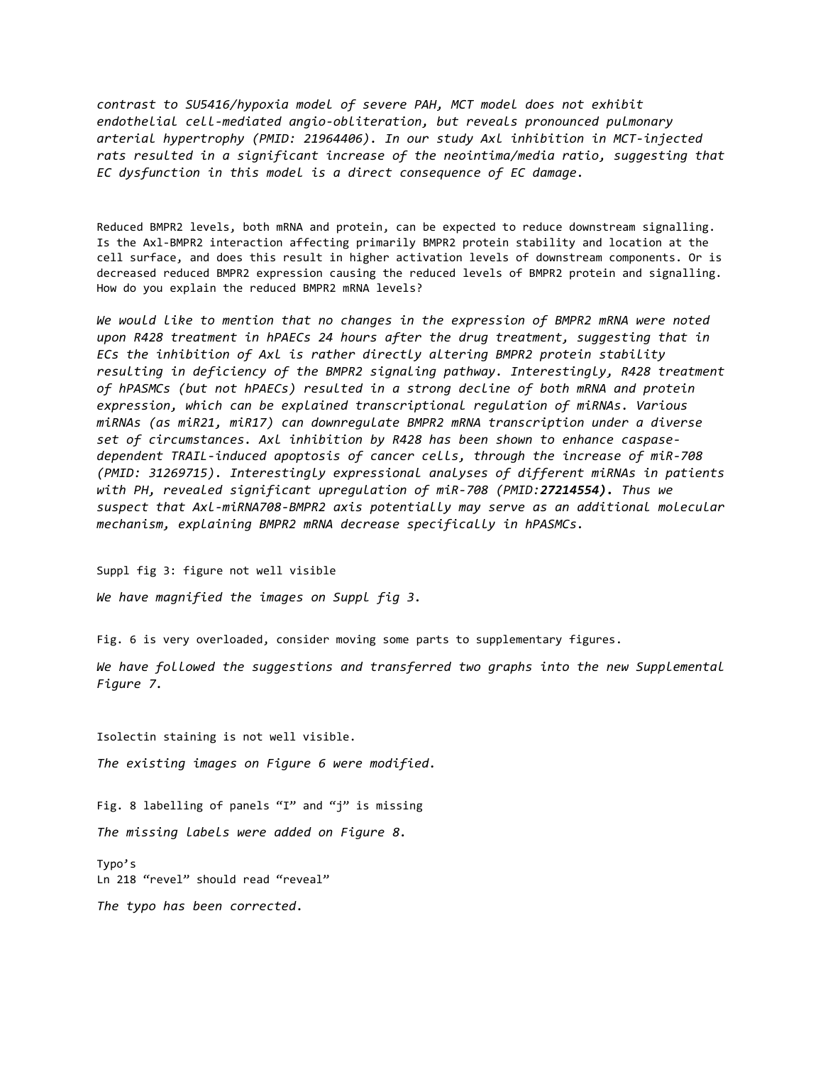*contrast to SU5416/hypoxia model of severe PAH, MCT model does not exhibit endothelial cell-mediated angio-obliteration, but reveals pronounced pulmonary arterial hypertrophy (PMID: 21964406). In our study Axl inhibition in MCT-injected rats resulted in a significant increase of the neointima/media ratio, suggesting that EC dysfunction in this model is a direct consequence of EC damage.*

Reduced BMPR2 levels, both mRNA and protein, can be expected to reduce downstream signalling. Is the Axl-BMPR2 interaction affecting primarily BMPR2 protein stability and location at the cell surface, and does this result in higher activation levels of downstream components. Or is decreased reduced BMPR2 expression causing the reduced levels of BMPR2 protein and signalling. How do you explain the reduced BMPR2 mRNA levels?

*We would like to mention that no changes in the expression of BMPR2 mRNA were noted upon R428 treatment in hPAECs 24 hours after the drug treatment, suggesting that in ECs the inhibition of Axl is rather directly altering BMPR2 protein stability resulting in deficiency of the BMPR2 signaling pathway. Interestingly, R428 treatment of hPASMCs (but not hPAECs) resulted in a strong decline of both mRNA and protein expression, which can be explained transcriptional regulation of miRNAs. Various miRNAs (as miR21, miR17) can downregulate BMPR2 mRNA transcription under a diverse set of circumstances. Axl inhibition by R428 has been shown to enhance caspase-dependent TRAIL-induced apoptosis of cancer cells, through the increase of miR-708 (PMID: 31269715). Interestingly expressional analyses of different miRNAs in patients with PH, revealed significant upregulation of miR-708 (PMID:**27214554**). Thus we suspect that Axl-miRNA708-BMPR2 axis potentially may serve as an additional molecular mechanism, explaining BMPR2 mRNA decrease specifically in hPASMCs.*

Suppl fig 3: figure not well visible

*We have magnified the images on Suppl fig 3.*

Fig. 6 is very overloaded, consider moving some parts to supplementary figures.

*We have followed the suggestions and transferred two graphs into the new Supplemental Figure 7.*

Isolectin staining is not well visible.

*The existing images on Figure 6 were modified.*

Fig. 8 labelling of panels "I" and "j" is missing

*The missing labels were added on Figure 8.*

Typo's
Ln 218 "revel" should read "reveal"

*The typo has been corrected.*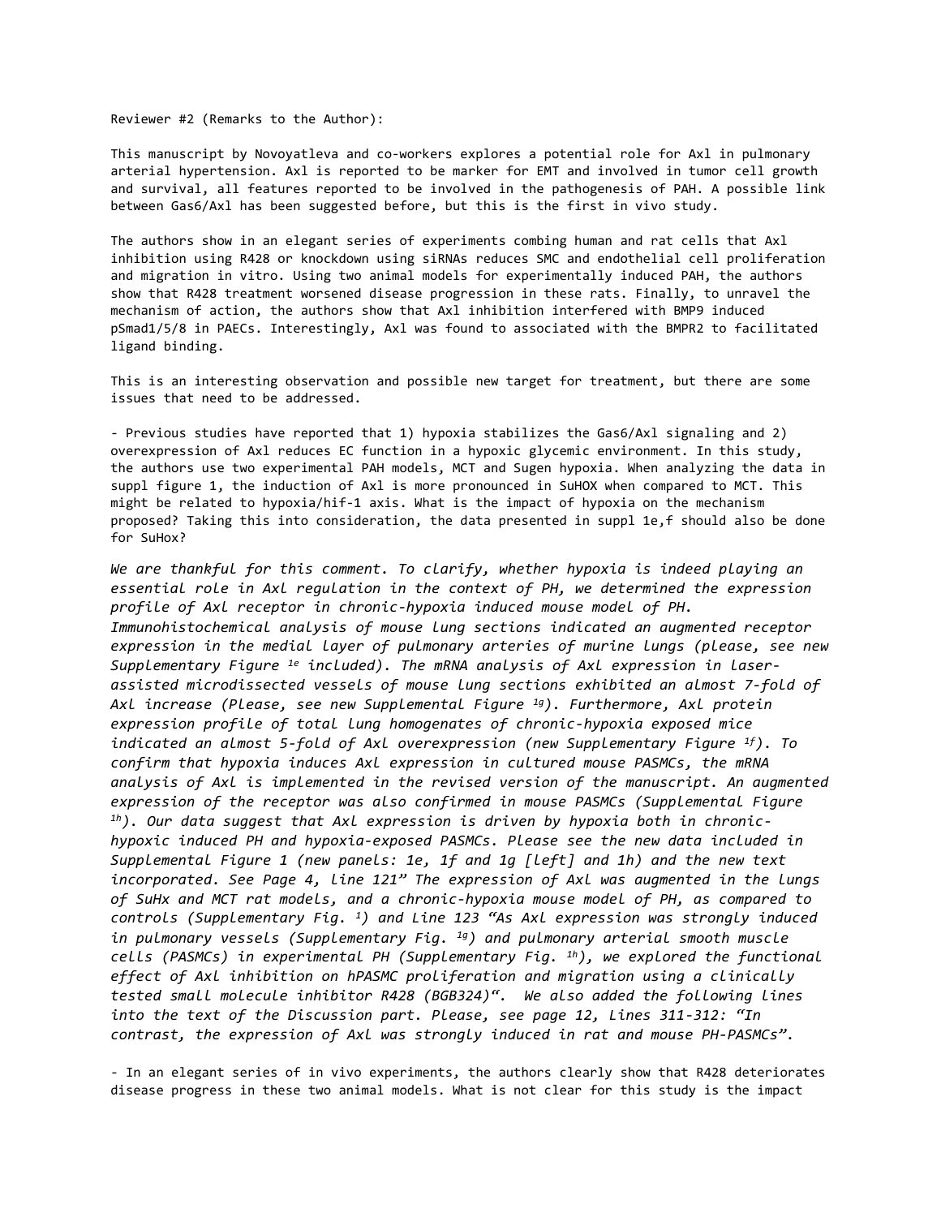Reviewer #2 (Remarks to the Author):

This manuscript by Novoyatleva and co-workers explores a potential role for Axl in pulmonary arterial hypertension. Axl is reported to be marker for EMT and involved in tumor cell growth and survival, all features reported to be involved in the pathogenesis of PAH. A possible link between Gas6/Axl has been suggested before, but this is the first in vivo study.

The authors show in an elegant series of experiments combing human and rat cells that Axl inhibition using R428 or knockdown using siRNAs reduces SMC and endothelial cell proliferation and migration in vitro. Using two animal models for experimentally induced PAH, the authors show that R428 treatment worsened disease progression in these rats. Finally, to unravel the mechanism of action, the authors show that Axl inhibition interfered with BMP9 induced pSmad1/5/8 in PAECs. Interestingly, Axl was found to associated with the BMPR2 to facilitated ligand binding.

This is an interesting observation and possible new target for treatment, but there are some issues that need to be addressed.

- Previous studies have reported that 1) hypoxia stabilizes the Gas6/Axl signaling and 2) overexpression of Axl reduces EC function in a hypoxic glycemic environment. In this study, the authors use two experimental PAH models, MCT and Sugen hypoxia. When analyzing the data in suppl figure 1, the induction of Axl is more pronounced in SuHOX when compared to MCT. This might be related to hypoxia/hif-1 axis. What is the impact of hypoxia on the mechanism proposed? Taking this into consideration, the data presented in suppl 1e,f should also be done for SuHox?

*We are thankful for this comment. To clarify, whether hypoxia is indeed playing an essential role in Axl regulation in the context of PH, we determined the expression profile of Axl receptor in chronic-hypoxia induced mouse model of PH. Immunohistochemical analysis of mouse lung sections indicated an augmented receptor expression in the medial layer of pulmonary arteries of murine lungs (please, see new Supplementary Figure 1e included). The mRNA analysis of Axl expression in laser-assisted microdissected vessels of mouse lung sections exhibited an almost 7-fold of Axl increase (Please, see new Supplemental Figure 1g). Furthermore, Axl protein expression profile of total lung homogenates of chronic-hypoxia exposed mice indicated an almost 5-fold of Axl overexpression (new Supplementary Figure 1f). To confirm that hypoxia induces Axl expression in cultured mouse PASMCs, the mRNA analysis of Axl is implemented in the revised version of the manuscript. An augmented expression of the receptor was also confirmed in mouse PASMCs (Supplemental Figure 1h). Our data suggest that Axl expression is driven by hypoxia both in chronic-hypoxic induced PH and hypoxia-exposed PASMCs. Please see the new data included in Supplemental Figure 1 (new panels: 1e, 1f and 1g [left] and 1h) and the new text incorporated. See Page 4, line 121" The expression of Axl was augmented in the lungs of SuHx and MCT rat models, and a chronic-hypoxia mouse model of PH, as compared to controls (Supplementary Fig. 1) and Line 123 "As Axl expression was strongly induced in pulmonary vessels (Supplementary Fig. 1g) and pulmonary arterial smooth muscle cells (PASMCs) in experimental PH (Supplementary Fig. 1h), we explored the functional effect of Axl inhibition on hPASMC proliferation and migration using a clinically tested small molecule inhibitor R428 (BGB324)". We also added the following lines into the text of the Discussion part. Please, see page 12, Lines 311-312: "In contrast, the expression of Axl was strongly induced in rat and mouse PH-PASMCs".*

- In an elegant series of in vivo experiments, the authors clearly show that R428 deteriorates disease progress in these two animal models. What is not clear for this study is the impact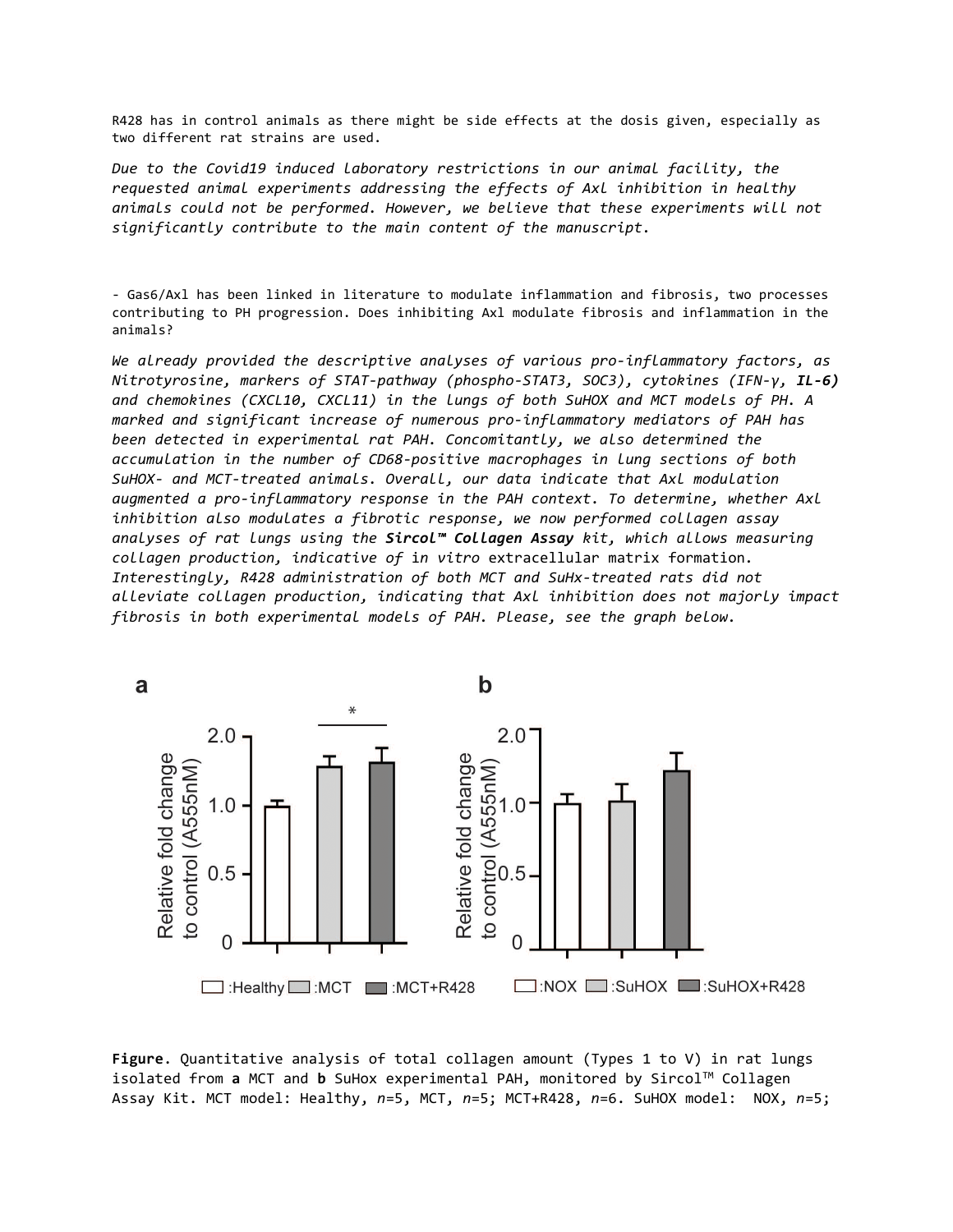R428 has in control animals as there might be side effects at the dosis given, especially as two different rat strains are used.

*Due to the Covid19 induced laboratory restrictions in our animal facility, the requested animal experiments addressing the effects of Axl inhibition in healthy animals could not be performed. However, we believe that these experiments will not significantly contribute to the main content of the manuscript.*

- Gas6/Axl has been linked in literature to modulate inflammation and fibrosis, two processes contributing to PH progression. Does inhibiting Axl modulate fibrosis and inflammation in the animals?

*We already provided the descriptive analyses of various pro-inflammatory factors, as Nitrotyrosine, markers of STAT-pathway (phospho-STAT3, SOC3), cytokines (IFN-γ, **IL-6**) and chemokines (CXCL10, CXCL11) in the lungs of both SuHOX and MCT models of PH. A marked and significant increase of numerous pro-inflammatory mediators of PAH has been detected in experimental rat PAH. Concomitantly, we also determined the accumulation in the number of CD68-positive macrophages in lung sections of both SuHOX- and MCT-treated animals. Overall, our data indicate that Axl modulation augmented a pro-inflammatory response in the PAH context. To determine, whether Axl inhibition also modulates a fibrotic response, we now performed collagen assay analyses of rat lungs using the **Sircol™ Collagen Assay** kit, which allows measuring collagen production, indicative of* in vitro *extracellular matrix formation. Interestingly, R428 administration of both MCT and SuHx-treated rats did not alleviate collagen production, indicating that Axl inhibition does not majorly impact fibrosis in both experimental models of PAH. Please, see the graph below.*

**Figure**. Quantitative analysis of total collagen amount (Types 1 to V) in rat lungs isolated from **a** MCT and **b** SuHox experimental PAH, monitored by Sircol™ Collagen Assay Kit. MCT model: Healthy, *n*=5, MCT, *n*=5; MCT+R428, *n*=6. SuHOX model: NOX, *n*=5;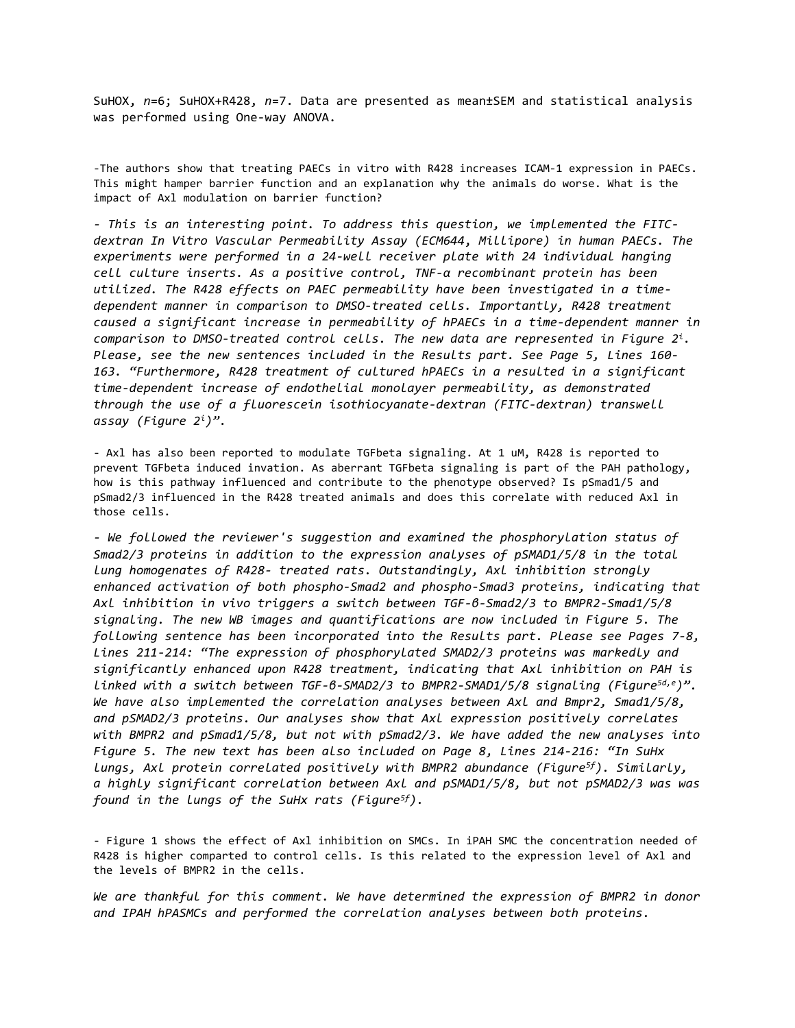SuHOX, *n*=6; SuHOX+R428, *n*=7. Data are presented as mean±SEM and statistical analysis was performed using One-way ANOVA.

-The authors show that treating PAECs in vitro with R428 increases ICAM-1 expression in PAECs. This might hamper barrier function and an explanation why the animals do worse. What is the impact of Axl modulation on barrier function?

*- This is an interesting point. To address this question, we implemented the FITC-dextran In Vitro Vascular Permeability Assay (ECM644, Millipore) in human PAECs. The experiments were performed in a 24-well receiver plate with 24 individual hanging cell culture inserts. As a positive control, TNF-α recombinant protein has been utilized. The R428 effects on PAEC permeability have been investigated in a time-dependent manner in comparison to DMSO-treated cells. Importantly, R428 treatment caused a significant increase in permeability of hPAECs in a time-dependent manner in comparison to DMSO-treated control cells. The new data are represented in Figure 2[i]. Please, see the new sentences included in the Results part. See Page 5, Lines 160-163. "Furthermore, R428 treatment of cultured hPAECs in a resulted in a significant time-dependent increase of endothelial monolayer permeability, as demonstrated through the use of a fluorescein isothiocyanate-dextran (FITC-dextran) transwell assay (Figure 2[i])".*

- Axl has also been reported to modulate TGFbeta signaling. At 1 uM, R428 is reported to prevent TGFbeta induced invation. As aberrant TGFbeta signaling is part of the PAH pathology, how is this pathway influenced and contribute to the phenotype observed? Is pSmad1/5 and pSmad2/3 influenced in the R428 treated animals and does this correlate with reduced Axl in those cells.

*- We followed the reviewer's suggestion and examined the phosphorylation status of Smad2/3 proteins in addition to the expression analyses of pSMAD1/5/8 in the total lung homogenates of R428- treated rats. Outstandingly, Axl inhibition strongly enhanced activation of both phospho-Smad2 and phospho-Smad3 proteins, indicating that Axl inhibition in vivo triggers a switch between TGF-β-Smad2/3 to BMPR2-Smad1/5/8 signaling. The new WB images and quantifications are now included in Figure 5. The following sentence has been incorporated into the Results part. Please see Pages 7-8, Lines 211-214: "The expression of phosphorylated SMAD2/3 proteins was markedly and significantly enhanced upon R428 treatment, indicating that Axl inhibition on PAH is linked with a switch between TGF-β-SMAD2/3 to BMPR2-SMAD1/5/8 signaling (Figure[5d,e])". We have also implemented the correlation analyses between Axl and Bmpr2, Smad1/5/8, and pSMAD2/3 proteins. Our analyses show that Axl expression positively correlates with BMPR2 and pSmad1/5/8, but not with pSmad2/3. We have added the new analyses into Figure 5. The new text has been also included on Page 8, Lines 214-216: "In SuHx lungs, Axl protein correlated positively with BMPR2 abundance (Figure[5f]). Similarly, a highly significant correlation between Axl and pSMAD1/5/8, but not pSMAD2/3 was was found in the lungs of the SuHx rats (Figure[5f]).*

- Figure 1 shows the effect of Axl inhibition on SMCs. In iPAH SMC the concentration needed of R428 is higher comparted to control cells. Is this related to the expression level of Axl and the levels of BMPR2 in the cells.

*We are thankful for this comment. We have determined the expression of BMPR2 in donor and IPAH hPASMCs and performed the correlation analyses between both proteins.*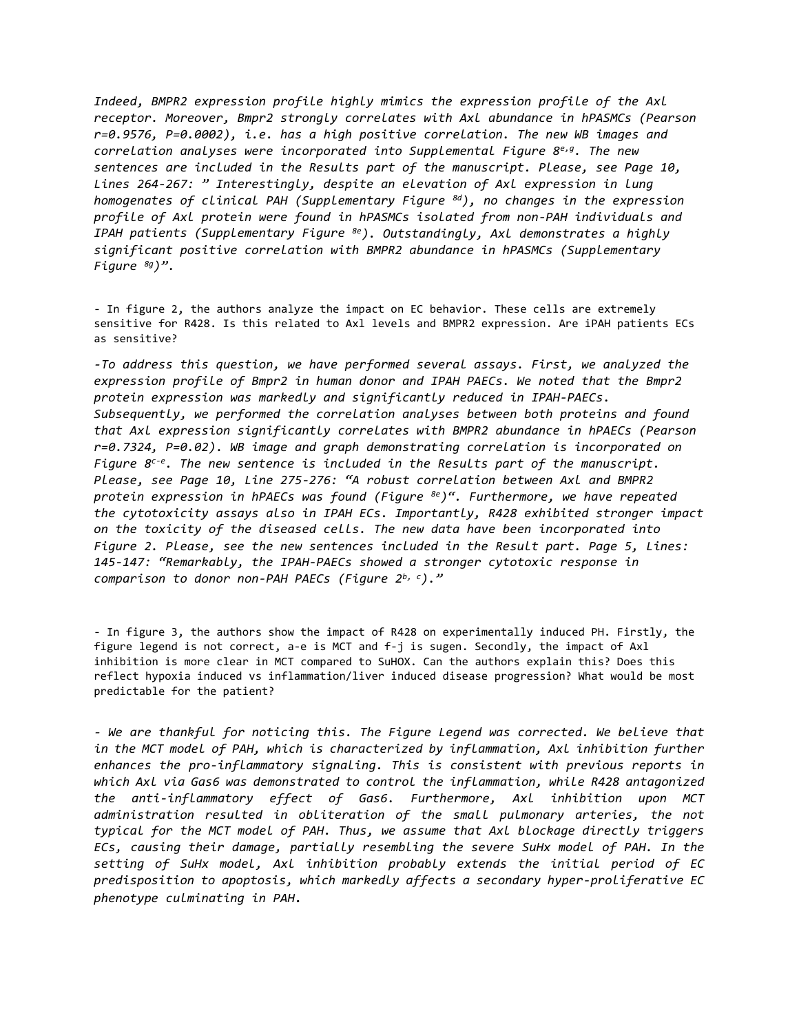*Indeed, BMPR2 expression profile highly mimics the expression profile of the Axl receptor. Moreover, Bmpr2 strongly correlates with Axl abundance in hPASMCs (Pearson r=0.9576, P=0.0002), i.e. has a high positive correlation. The new WB images and correlation analyses were incorporated into Supplemental Figure 8[e,g]. The new sentences are included in the Results part of the manuscript. Please, see Page 10, Lines 264-267: " Interestingly, despite an elevation of Axl expression in lung homogenates of clinical PAH (Supplementary Figure [8d]), no changes in the expression profile of Axl protein were found in hPASMCs isolated from non-PAH individuals and IPAH patients (Supplementary Figure [8e]). Outstandingly, Axl demonstrates a highly significant positive correlation with BMPR2 abundance in hPASMCs (Supplementary Figure [8g])".*

- In figure 2, the authors analyze the impact on EC behavior. These cells are extremely sensitive for R428. Is this related to Axl levels and BMPR2 expression. Are iPAH patients ECs as sensitive?

*-To address this question, we have performed several assays. First, we analyzed the expression profile of Bmpr2 in human donor and IPAH PAECs. We noted that the Bmpr2 protein expression was markedly and significantly reduced in IPAH-PAECs. Subsequently, we performed the correlation analyses between both proteins and found that Axl expression significantly correlates with BMPR2 abundance in hPAECs (Pearson r=0.7324, P=0.02). WB image and graph demonstrating correlation is incorporated on Figure 8[c-e]. The new sentence is included in the Results part of the manuscript. Please, see Page 10, Line 275-276: "A robust correlation between Axl and BMPR2 protein expression in hPAECs was found (Figure [8e])". Furthermore, we have repeated the cytotoxicity assays also in IPAH ECs. Importantly, R428 exhibited stronger impact on the toxicity of the diseased cells. The new data have been incorporated into Figure 2. Please, see the new sentences included in the Result part. Page 5, Lines: 145-147: "Remarkably, the IPAH-PAECs showed a stronger cytotoxic response in comparison to donor non-PAH PAECs (Figure 2[b, c])."*

- In figure 3, the authors show the impact of R428 on experimentally induced PH. Firstly, the figure legend is not correct, a-e is MCT and f-j is sugen. Secondly, the impact of Axl inhibition is more clear in MCT compared to SuHOX. Can the authors explain this? Does this reflect hypoxia induced vs inflammation/liver induced disease progression? What would be most predictable for the patient?

*- We are thankful for noticing this. The Figure Legend was corrected. We believe that in the MCT model of PAH, which is characterized by inflammation, Axl inhibition further enhances the pro-inflammatory signaling. This is consistent with previous reports in which Axl via Gas6 was demonstrated to control the inflammation, while R428 antagonized the anti-inflammatory effect of Gas6. Furthermore, Axl inhibition upon MCT administration resulted in obliteration of the small pulmonary arteries, the not typical for the MCT model of PAH. Thus, we assume that Axl blockage directly triggers ECs, causing their damage, partially resembling the severe SuHx model of PAH. In the setting of SuHx model, Axl inhibition probably extends the initial period of EC predisposition to apoptosis, which markedly affects a secondary hyper-proliferative EC phenotype culminating in PAH.*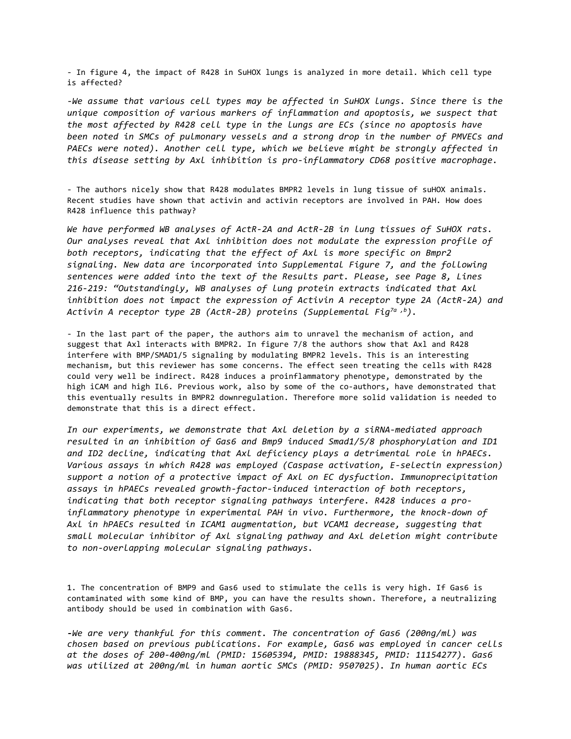- In figure 4, the impact of R428 in SuHOX lungs is analyzed in more detail. Which cell type is affected?

*-We assume that various cell types may be affected in SuHOX lungs. Since there is the unique composition of various markers of inflammation and apoptosis, we suspect that the most affected by R428 cell type in the lungs are ECs (since no apoptosis have been noted in SMCs of pulmonary vessels and a strong drop in the number of PMVECs and PAECs were noted). Another cell type, which we believe might be strongly affected in this disease setting by Axl inhibition is pro-inflammatory CD68 positive macrophage.*

- The authors nicely show that R428 modulates BMPR2 levels in lung tissue of suHOX animals. Recent studies have shown that activin and activin receptors are involved in PAH. How does R428 influence this pathway?

*We have performed WB analyses of ActR-2A and ActR-2B in lung tissues of SuHOX rats. Our analyses reveal that Axl inhibition does not modulate the expression profile of both receptors, indicating that the effect of Axl is more specific on Bmpr2 signaling. New data are incorporated into Supplemental Figure 7, and the following sentences were added into the text of the Results part. Please, see Page 8, Lines 216-219: "Outstandingly, WB analyses of lung protein extracts indicated that Axl inhibition does not impact the expression of Activin A receptor type 2A (ActR-2A) and Activin A receptor type 2B (ActR-2B) proteins (Supplemental Fig[7a,b]).*

- In the last part of the paper, the authors aim to unravel the mechanism of action, and suggest that Axl interacts with BMPR2. In figure 7/8 the authors show that Axl and R428 interfere with BMP/SMAD1/5 signaling by modulating BMPR2 levels. This is an interesting mechanism, but this reviewer has some concerns. The effect seen treating the cells with R428 could very well be indirect. R428 induces a proinflammatory phenotype, demonstrated by the high iCAM and high IL6. Previous work, also by some of the co-authors, have demonstrated that this eventually results in BMPR2 downregulation. Therefore more solid validation is needed to demonstrate that this is a direct effect.

*In our experiments, we demonstrate that Axl deletion by a siRNA-mediated approach resulted in an inhibition of Gas6 and Bmp9 induced Smad1/5/8 phosphorylation and ID1 and ID2 decline, indicating that Axl deficiency plays a detrimental role in hPAECs. Various assays in which R428 was employed (Caspase activation, E-selectin expression) support a notion of a protective impact of Axl on EC dysfuction. Immunoprecipitation assays in hPAECs revealed growth-factor-induced interaction of both receptors, indicating that both receptor signaling pathways interfere. R428 induces a pro-inflammatory phenotype in experimental PAH in vivo. Furthermore, the knock-down of Axl in hPAECs resulted in ICAM1 augmentation, but VCAM1 decrease, suggesting that small molecular inhibitor of Axl signaling pathway and Axl deletion might contribute to non-overlapping molecular signaling pathways.*

1. The concentration of BMP9 and Gas6 used to stimulate the cells is very high. If Gas6 is contaminated with some kind of BMP, you can have the results shown. Therefore, a neutralizing antibody should be used in combination with Gas6.

*-We are very thankful for this comment. The concentration of Gas6 (200ng/mL) was chosen based on previous publications. For example, Gas6 was employed in cancer cells at the doses of 200-400ng/mL (PMID: 15605394, PMID: 19888345, PMID: 11154277). Gas6 was utilized at 200ng/mL in human aortic SMCs (PMID: 9507025). In human aortic ECs*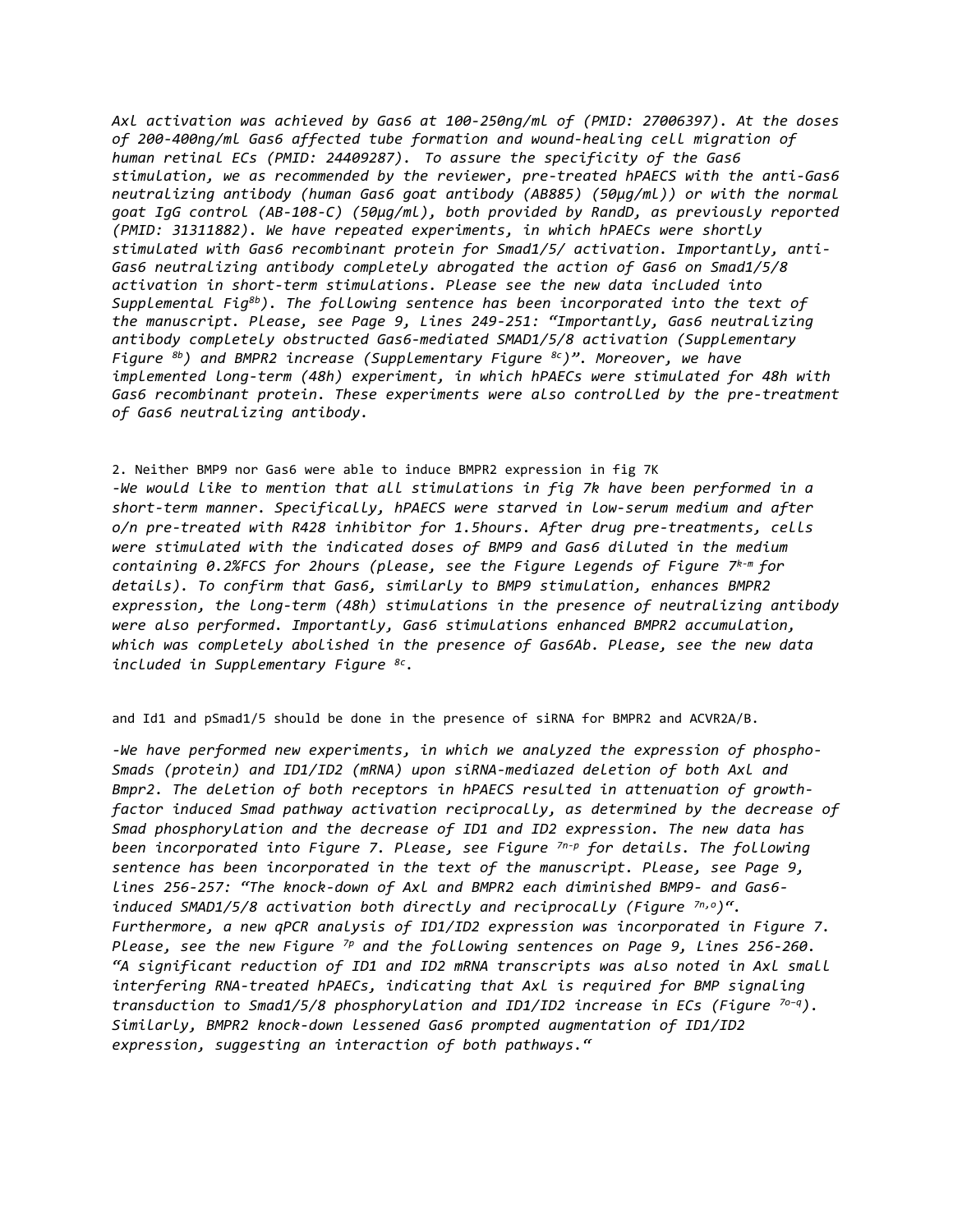*Axl activation was achieved by Gas6 at 100-250ng/mL of (PMID: 27006397). At the doses of 200-400ng/mL Gas6 affected tube formation and wound-healing cell migration of human retinal ECs (PMID: 24409287). To assure the specificity of the Gas6 stimulation, we as recommended by the reviewer, pre-treated hPAECS with the anti-Gas6 neutralizing antibody (human Gas6 goat antibody (AB885) (50µg/mL)) or with the normal goat IgG control (AB-108-C) (50µg/mL), both provided by RandD, as previously reported (PMID: 31311882). We have repeated experiments, in which hPAECs were shortly stimulated with Gas6 recombinant protein for Smad1/5/ activation. Importantly, anti-Gas6 neutralizing antibody completely abrogated the action of Gas6 on Smad1/5/8 activation in short-term stimulations. Please see the new data included into Supplemental Fig8b). The following sentence has been incorporated into the text of the manuscript. Please, see Page 9, Lines 249-251: "Importantly, Gas6 neutralizing antibody completely obstructed Gas6-mediated SMAD1/5/8 activation (Supplementary Figure 8b) and BMPR2 increase (Supplementary Figure 8c)". Moreover, we have implemented long-term (48h) experiment, in which hPAECs were stimulated for 48h with Gas6 recombinant protein. These experiments were also controlled by the pre-treatment of Gas6 neutralizing antibody.*

2. Neither BMP9 nor Gas6 were able to induce BMPR2 expression in fig 7K

*-We would like to mention that all stimulations in fig 7k have been performed in a short-term manner. Specifically, hPAECS were starved in low-serum medium and after o/n pre-treated with R428 inhibitor for 1.5hours. After drug pre-treatments, cells were stimulated with the indicated doses of BMP9 and Gas6 diluted in the medium containing 0.2%FCS for 2hours (please, see the Figure Legends of Figure 7k-m for details). To confirm that Gas6, similarly to BMP9 stimulation, enhances BMPR2 expression, the long-term (48h) stimulations in the presence of neutralizing antibody were also performed. Importantly, Gas6 stimulations enhanced BMPR2 accumulation, which was completely abolished in the presence of Gas6Ab. Please, see the new data included in Supplementary Figure 8c.*

and Id1 and pSmad1/5 should be done in the presence of siRNA for BMPR2 and ACVR2A/B.

*-We have performed new experiments, in which we analyzed the expression of phospho-Smads (protein) and ID1/ID2 (mRNA) upon siRNA-mediazed deletion of both Axl and Bmpr2. The deletion of both receptors in hPAECS resulted in attenuation of growth-factor induced Smad pathway activation reciprocally, as determined by the decrease of Smad phosphorylation and the decrease of ID1 and ID2 expression. The new data has been incorporated into Figure 7. Please, see Figure 7n-p for details. The following sentence has been incorporated in the text of the manuscript. Please, see Page 9, lines 256-257: "The knock-down of Axl and BMPR2 each diminished BMP9- and Gas6-induced SMAD1/5/8 activation both directly and reciprocally (Figure 7n,o)". Furthermore, a new qPCR analysis of ID1/ID2 expression was incorporated in Figure 7. Please, see the new Figure 7p and the following sentences on Page 9, Lines 256-260. "A significant reduction of ID1 and ID2 mRNA transcripts was also noted in Axl small interfering RNA-treated hPAECs, indicating that Axl is required for BMP signaling transduction to Smad1/5/8 phosphorylation and ID1/ID2 increase in ECs (Figure 7o-q). Similarly, BMPR2 knock-down lessened Gas6 prompted augmentation of ID1/ID2 expression, suggesting an interaction of both pathways."*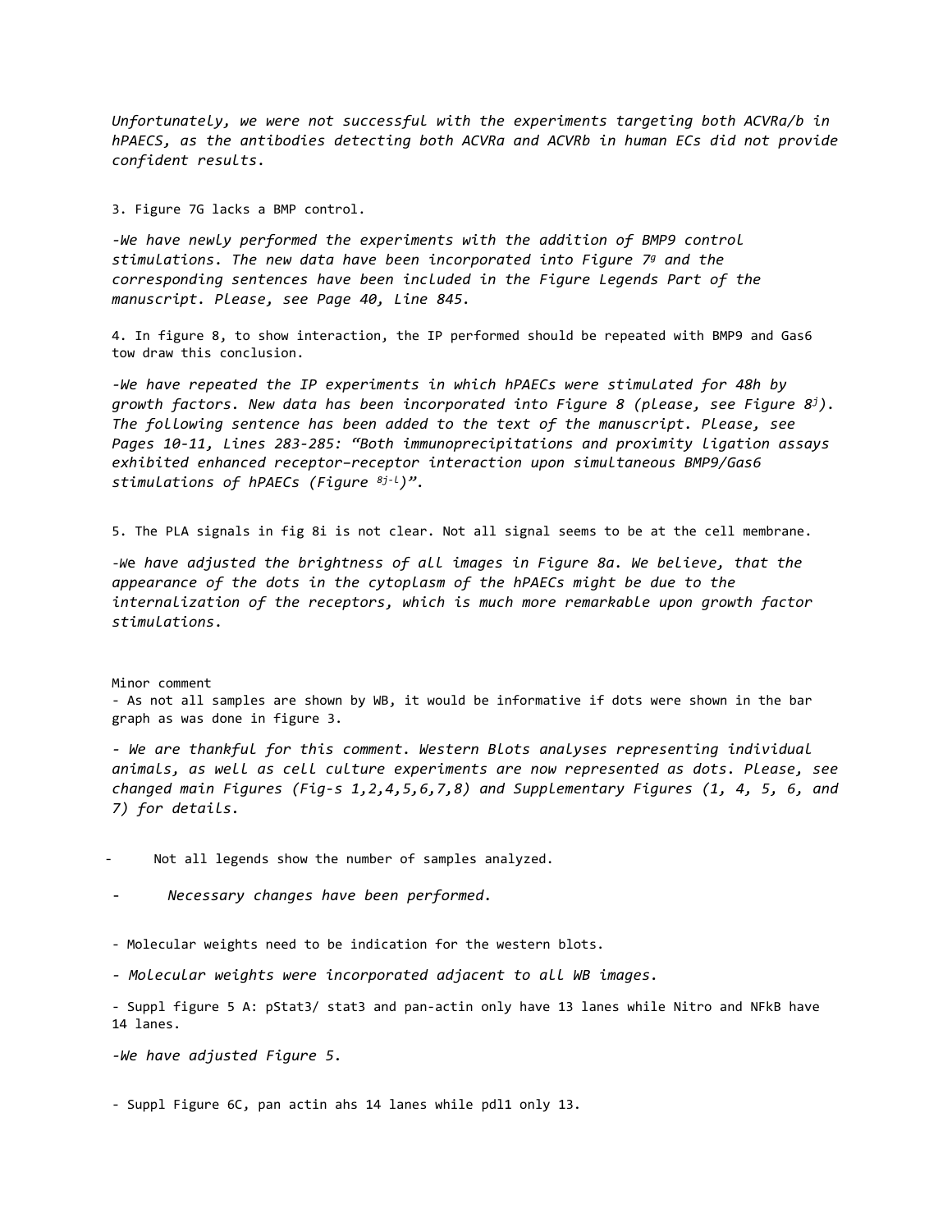*Unfortunately, we were not successful with the experiments targeting both ACVRa/b in hPAECS, as the antibodies detecting both ACVRa and ACVRb in human ECs did not provide confident results.*

3. Figure 7G lacks a BMP control.

*-We have newly performed the experiments with the addition of BMP9 control stimulations. The new data have been incorporated into Figure 7g and the corresponding sentences have been included in the Figure Legends Part of the manuscript. Please, see Page 40, Line 845.*

4. In figure 8, to show interaction, the IP performed should be repeated with BMP9 and Gas6 tow draw this conclusion.

*-We have repeated the IP experiments in which hPAECs were stimulated for 48h by growth factors. New data has been incorporated into Figure 8 (please, see Figure 8j). The following sentence has been added to the text of the manuscript. Please, see Pages 10-11, Lines 283-285: "Both immunoprecipitations and proximity ligation assays exhibited enhanced receptor–receptor interaction upon simultaneous BMP9/Gas6 stimulations of hPAECs (Figure 8j-l)".*

5. The PLA signals in fig 8i is not clear. Not all signal seems to be at the cell membrane.

*-We have adjusted the brightness of all images in Figure 8a. We believe, that the appearance of the dots in the cytoplasm of the hPAECs might be due to the internalization of the receptors, which is much more remarkable upon growth factor stimulations.*

Minor comment

- As not all samples are shown by WB, it would be informative if dots were shown in the bar graph as was done in figure 3.

*- We are thankful for this comment. Western Blots analyses representing individual animals, as well as cell culture experiments are now represented as dots. Please, see changed main Figures (Fig-s 1,2,4,5,6,7,8) and Supplementary Figures (1, 4, 5, 6, and 7) for details.*

- Not all legends show the number of samples analyzed.

- *Necessary changes have been performed.*

- Molecular weights need to be indication for the western blots.

*- Molecular weights were incorporated adjacent to all WB images.*

- Suppl figure 5 A: pStat3/ stat3 and pan-actin only have 13 lanes while Nitro and NFkB have 14 lanes.

*-We have adjusted Figure 5.*

- Suppl Figure 6C, pan actin ahs 14 lanes while pdl1 only 13.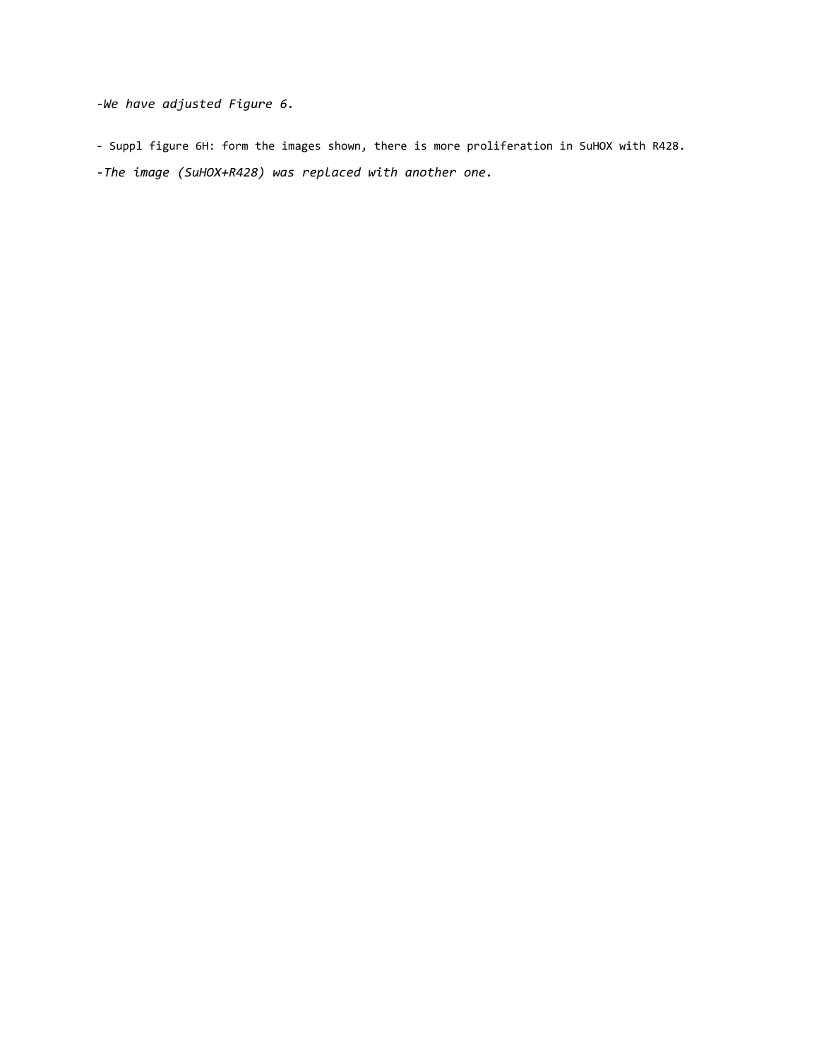*-We have adjusted Figure 6.*

- Suppl figure 6H: form the images shown, there is more proliferation in SuHOX with R428.

*-The image (SuHOX+R428) was replaced with another one.*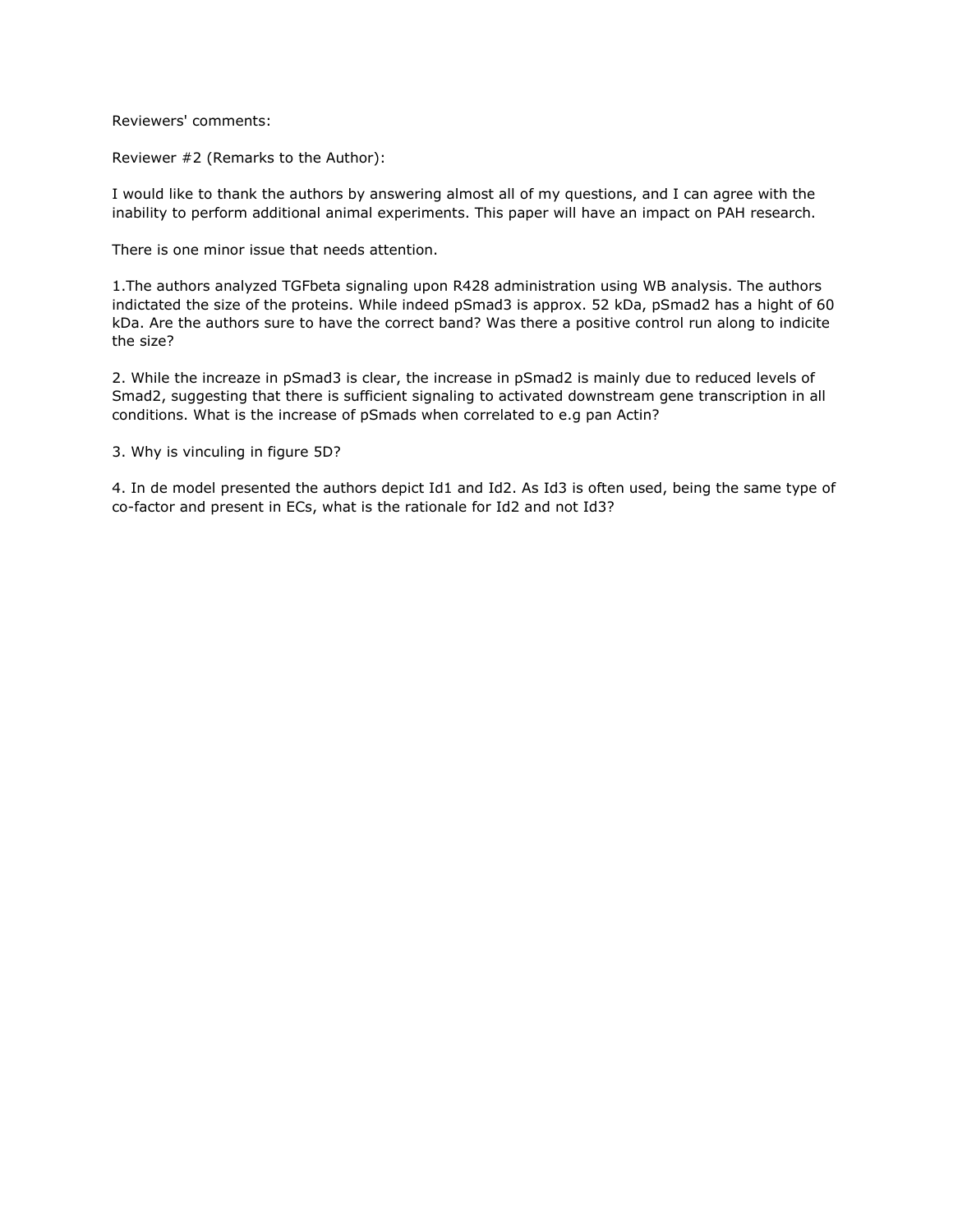Reviewers' comments:

Reviewer #2 (Remarks to the Author):

I would like to thank the authors by answering almost all of my questions, and I can agree with the inability to perform additional animal experiments. This paper will have an impact on PAH research.

There is one minor issue that needs attention.

1.The authors analyzed TGFbeta signaling upon R428 administration using WB analysis. The authors indictated the size of the proteins. While indeed pSmad3 is approx. 52 kDa, pSmad2 has a hight of 60 kDa. Are the authors sure to have the correct band? Was there a positive control run along to indicite the size?

2. While the increaze in pSmad3 is clear, the increase in pSmad2 is mainly due to reduced levels of Smad2, suggesting that there is sufficient signaling to activated downstream gene transcription in all conditions. What is the increase of pSmads when correlated to e.g pan Actin?

3. Why is vinculing in figure 5D?

4. In de model presented the authors depict Id1 and Id2. As Id3 is often used, being the same type of co-factor and present in ECs, what is the rationale for Id2 and not Id3?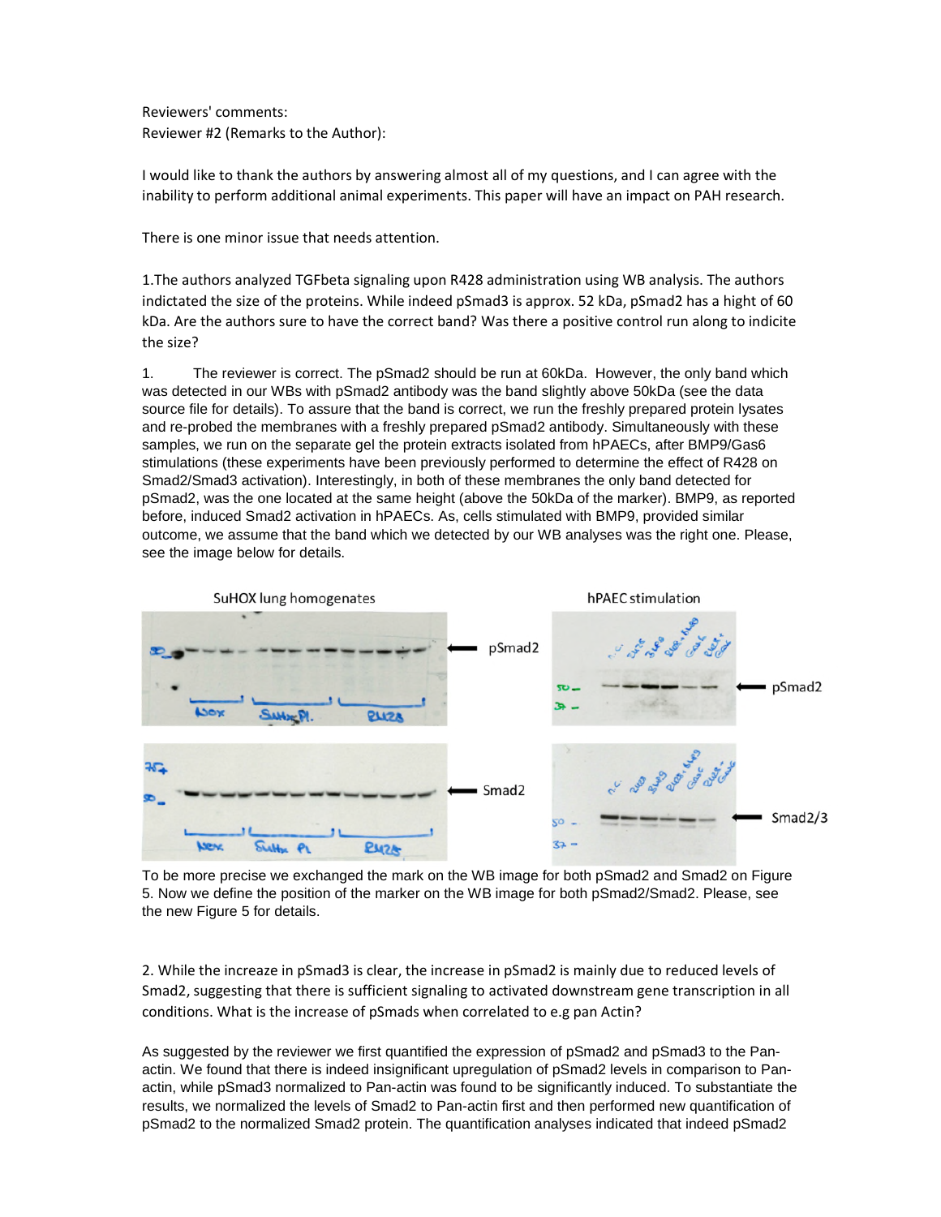Reviewers' comments:

Reviewer #2 (Remarks to the Author):

I would like to thank the authors by answering almost all of my questions, and I can agree with the inability to perform additional animal experiments. This paper will have an impact on PAH research.

There is one minor issue that needs attention.

1.The authors analyzed TGFbeta signaling upon R428 administration using WB analysis. The authors indictated the size of the proteins. While indeed pSmad3 is approx. 52 kDa, pSmad2 has a hight of 60 kDa. Are the authors sure to have the correct band? Was there a positive control run along to indicite the size?

1. The reviewer is correct. The pSmad2 should be run at 60kDa. However, the only band which was detected in our WBs with pSmad2 antibody was the band slightly above 50kDa (see the data source file for details). To assure that the band is correct, we run the freshly prepared protein lysates and re-probed the membranes with a freshly prepared pSmad2 antibody. Simultaneously with these samples, we run on the separate gel the protein extracts isolated from hPAECs, after BMP9/Gas6 stimulations (these experiments have been previously performed to determine the effect of R428 on Smad2/Smad3 activation). Interestingly, in both of these membranes the only band detected for pSmad2, was the one located at the same height (above the 50kDa of the marker). BMP9, as reported before, induced Smad2 activation in hPAECs. As, cells stimulated with BMP9, provided similar outcome, we assume that the band which we detected by our WB analyses was the right one. Please, see the image below for details.

To be more precise we exchanged the mark on the WB image for both pSmad2 and Smad2 on Figure 5. Now we define the position of the marker on the WB image for both pSmad2/Smad2. Please, see the new Figure 5 for details.

2. While the increaze in pSmad3 is clear, the increase in pSmad2 is mainly due to reduced levels of Smad2, suggesting that there is sufficient signaling to activated downstream gene transcription in all conditions. What is the increase of pSmads when correlated to e.g pan Actin?

As suggested by the reviewer we first quantified the expression of pSmad2 and pSmad3 to the Pan-actin. We found that there is indeed insignificant upregulation of pSmad2 levels in comparison to Pan-actin, while pSmad3 normalized to Pan-actin was found to be significantly induced. To substantiate the results, we normalized the levels of Smad2 to Pan-actin first and then performed new quantification of pSmad2 to the normalized Smad2 protein. The quantification analyses indicated that indeed pSmad2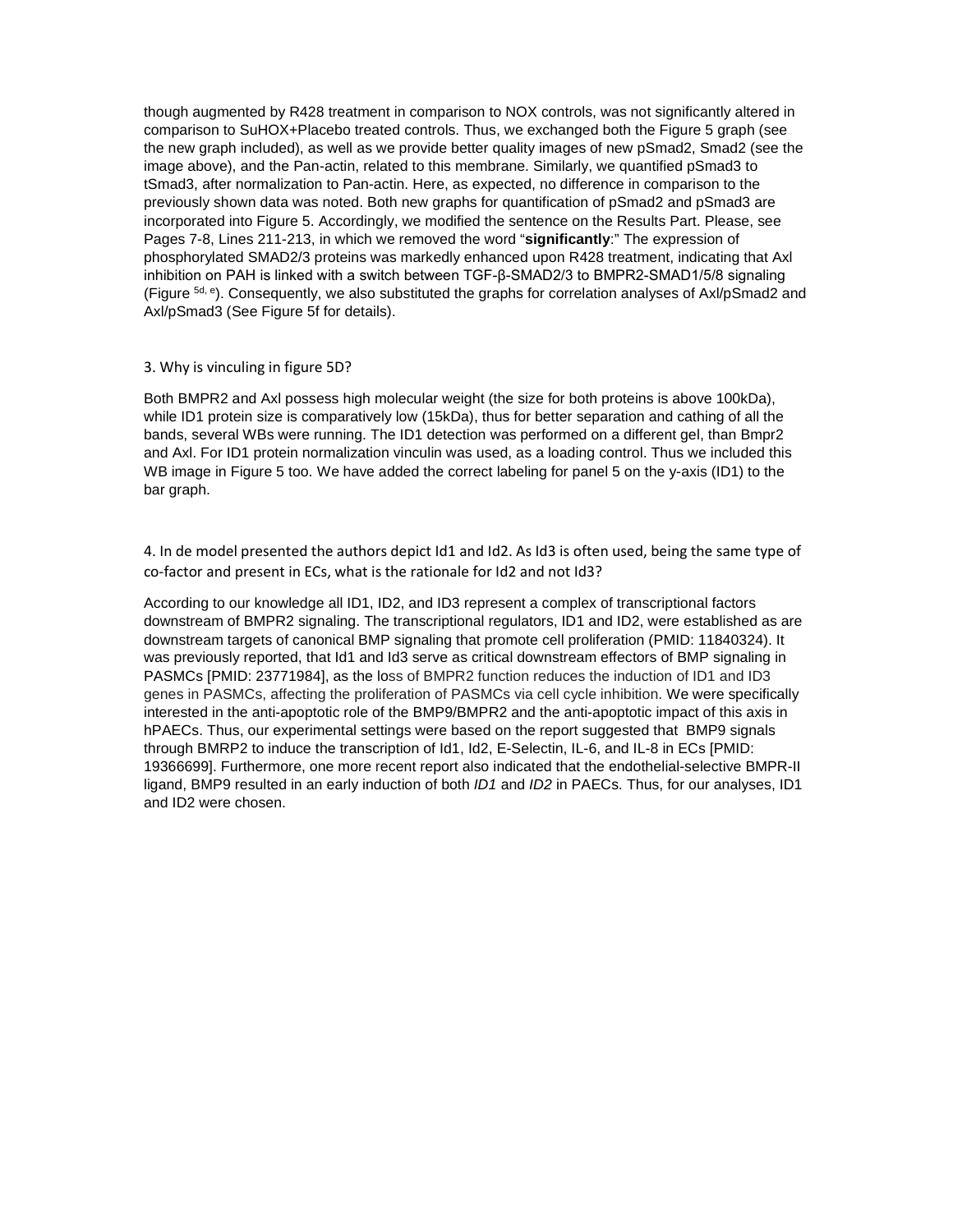though augmented by R428 treatment in comparison to NOX controls, was not significantly altered in comparison to SuHOX+Placebo treated controls. Thus, we exchanged both the Figure 5 graph (see the new graph included), as well as we provide better quality images of new pSmad2, Smad2 (see the image above), and the Pan-actin, related to this membrane. Similarly, we quantified pSmad3 to tSmad3, after normalization to Pan-actin. Here, as expected, no difference in comparison to the previously shown data was noted. Both new graphs for quantification of pSmad2 and pSmad3 are incorporated into Figure 5. Accordingly, we modified the sentence on the Results Part. Please, see Pages 7-8, Lines 211-213, in which we removed the word "**significantly**:" The expression of phosphorylated SMAD2/3 proteins was markedly enhanced upon R428 treatment, indicating that Axl inhibition on PAH is linked with a switch between TGF-β-SMAD2/3 to BMPR2-SMAD1/5/8 signaling (Figure [5d, e]). Consequently, we also substituted the graphs for correlation analyses of Axl/pSmad2 and Axl/pSmad3 (See Figure 5f for details).

3. Why is vinculing in figure 5D?

Both BMPR2 and Axl possess high molecular weight (the size for both proteins is above 100kDa), while ID1 protein size is comparatively low (15kDa), thus for better separation and cathing of all the bands, several WBs were running. The ID1 detection was performed on a different gel, than Bmpr2 and Axl. For ID1 protein normalization vinculin was used, as a loading control. Thus we included this WB image in Figure 5 too. We have added the correct labeling for panel 5 on the y-axis (ID1) to the bar graph.

4. In de model presented the authors depict Id1 and Id2. As Id3 is often used, being the same type of co-factor and present in ECs, what is the rationale for Id2 and not Id3?

According to our knowledge all ID1, ID2, and ID3 represent a complex of transcriptional factors downstream of BMPR2 signaling. The transcriptional regulators, ID1 and ID2, were established as are downstream targets of canonical BMP signaling that promote cell proliferation (PMID: 11840324). It was previously reported, that Id1 and Id3 serve as critical downstream effectors of BMP signaling in PASMCs [PMID: 23771984], as the loss of BMPR2 function reduces the induction of ID1 and ID3 genes in PASMCs, affecting the proliferation of PASMCs via cell cycle inhibition. We were specifically interested in the anti-apoptotic role of the BMP9/BMPR2 and the anti-apoptotic impact of this axis in hPAECs. Thus, our experimental settings were based on the report suggested that BMP9 signals through BMRP2 to induce the transcription of Id1, Id2, E-Selectin, IL-6, and IL-8 in ECs [PMID: 19366699]. Furthermore, one more recent report also indicated that the endothelial-selective BMPR-II ligand, BMP9 resulted in an early induction of both *ID1* and *ID2* in PAECs. Thus, for our analyses, ID1 and ID2 were chosen.